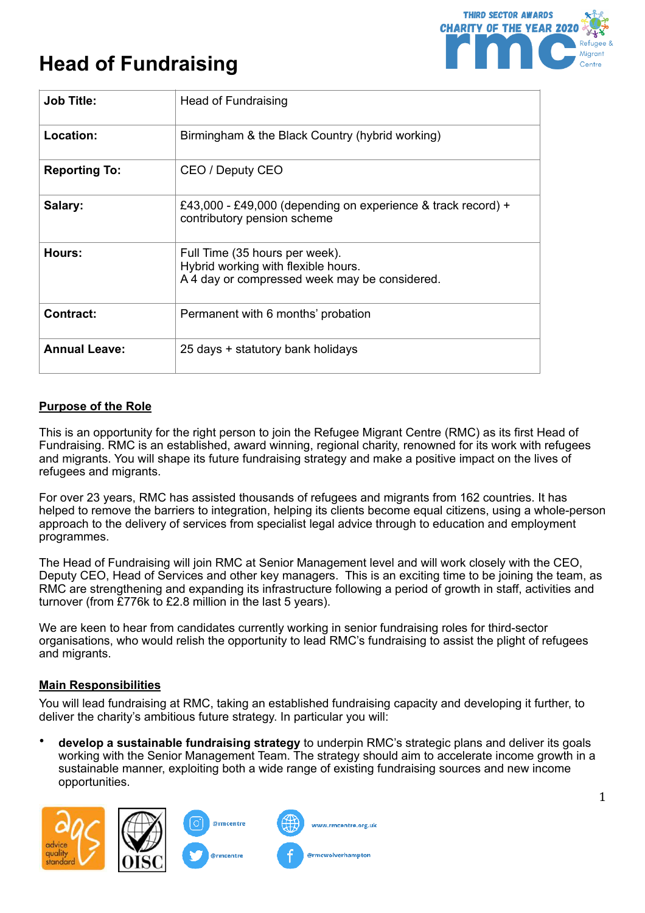# Head of Fundraising

| Job Title: | Head of Fundraising |
|---|---|
| Location: | Birmingham & the Black Country (hybrid working) |
| Reporting To: | CEO / Deputy CEO |
| Salary: | £43,000 - £49,000 (depending on experience & track record) + contributory pension scheme |
| Hours: | Full Time (35 hours per week).<br>Hybrid working with flexible hours.<br>A 4 day or compressed week may be considered. |
| Contract: | Permanent with 6 months' probation |
| Annual Leave: | 25 days + statutory bank holidays |

## Purpose of the Role

This is an opportunity for the right person to join the Refugee Migrant Centre (RMC) as its first Head of Fundraising. RMC is an established, award winning, regional charity, renowned for its work with refugees and migrants. You will shape its future fundraising strategy and make a positive impact on the lives of refugees and migrants.

For over 23 years, RMC has assisted thousands of refugees and migrants from 162 countries. It has helped to remove the barriers to integration, helping its clients become equal citizens, using a whole-person approach to the delivery of services from specialist legal advice through to education and employment programmes.

The Head of Fundraising will join RMC at Senior Management level and will work closely with the CEO, Deputy CEO, Head of Services and other key managers. This is an exciting time to be joining the team, as RMC are strengthening and expanding its infrastructure following a period of growth in staff, activities and turnover (from £776k to £2.8 million in the last 5 years).

We are keen to hear from candidates currently working in senior fundraising roles for third-sector organisations, who would relish the opportunity to lead RMC's fundraising to assist the plight of refugees and migrants.

## Main Responsibilities

You will lead fundraising at RMC, taking an established fundraising capacity and developing it further, to deliver the charity's ambitious future strategy. In particular you will:

- **develop a sustainable fundraising strategy** to underpin RMC's strategic plans and deliver its goals working with the Senior Management Team. The strategy should aim to accelerate income growth in a sustainable manner, exploiting both a wide range of existing fundraising sources and new income opportunities.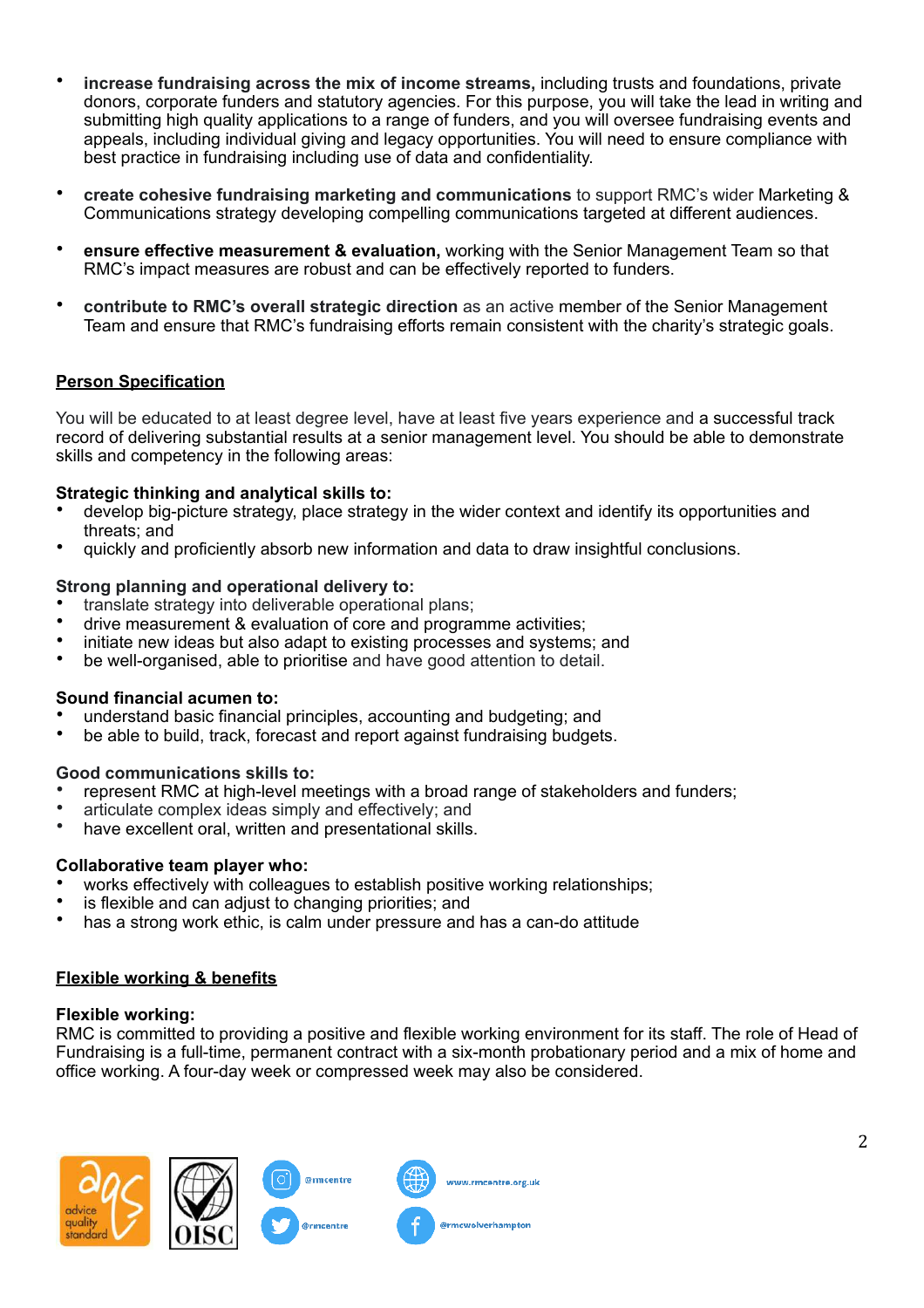- **increase fundraising across the mix of income streams,** including trusts and foundations, private donors, corporate funders and statutory agencies. For this purpose, you will take the lead in writing and submitting high quality applications to a range of funders, and you will oversee fundraising events and appeals, including individual giving and legacy opportunities. You will need to ensure compliance with best practice in fundraising including use of data and confidentiality.

- **create cohesive fundraising marketing and communications** to support RMC's wider Marketing & Communications strategy developing compelling communications targeted at different audiences.

- **ensure effective measurement & evaluation,** working with the Senior Management Team so that RMC's impact measures are robust and can be effectively reported to funders.

- **contribute to RMC's overall strategic direction** as an active member of the Senior Management Team and ensure that RMC's fundraising efforts remain consistent with the charity's strategic goals.

## Person Specification

You will be educated to at least degree level, have at least five years experience and a successful track record of delivering substantial results at a senior management level. You should be able to demonstrate skills and competency in the following areas:

**Strategic thinking and analytical skills to:**

- develop big-picture strategy, place strategy in the wider context and identify its opportunities and threats; and
- quickly and proficiently absorb new information and data to draw insightful conclusions.

**Strong planning and operational delivery to:**

- translate strategy into deliverable operational plans;
- drive measurement & evaluation of core and programme activities;
- initiate new ideas but also adapt to existing processes and systems; and
- be well-organised, able to prioritise and have good attention to detail.

**Sound financial acumen to:**

- understand basic financial principles, accounting and budgeting; and
- be able to build, track, forecast and report against fundraising budgets.

**Good communications skills to:**

- represent RMC at high-level meetings with a broad range of stakeholders and funders;
- articulate complex ideas simply and effectively; and
- have excellent oral, written and presentational skills.

**Collaborative team player who:**

- works effectively with colleagues to establish positive working relationships;
- is flexible and can adjust to changing priorities; and
- has a strong work ethic, is calm under pressure and has a can-do attitude

## Flexible working & benefits

**Flexible working:**

RMC is committed to providing a positive and flexible working environment for its staff. The role of Head of Fundraising is a full-time, permanent contract with a six-month probationary period and a mix of home and office working. A four-day week or compressed week may also be considered.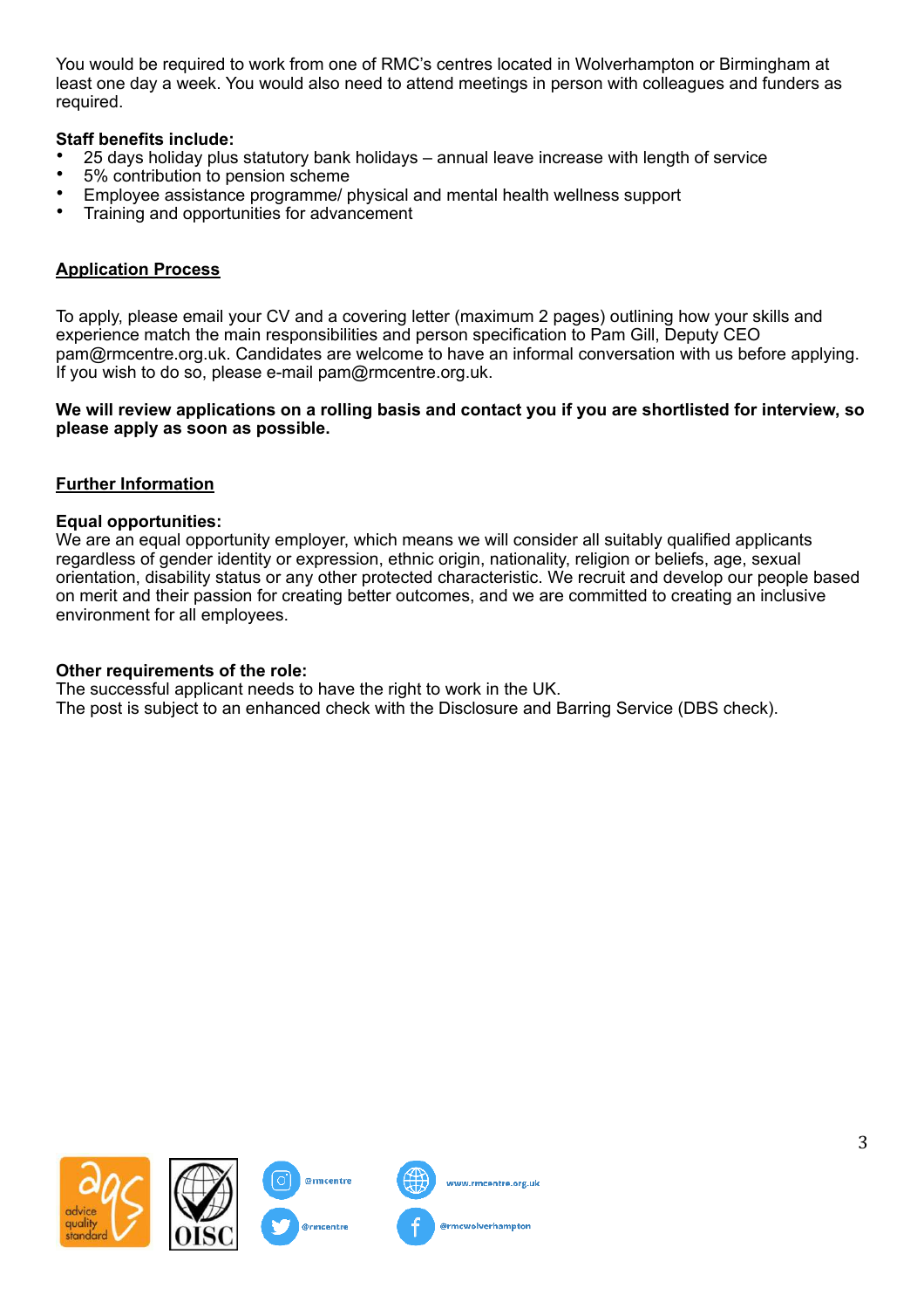You would be required to work from one of RMC's centres located in Wolverhampton or Birmingham at least one day a week. You would also need to attend meetings in person with colleagues and funders as required.

**Staff benefits include:**

- 25 days holiday plus statutory bank holidays – annual leave increase with length of service
- 5% contribution to pension scheme
- Employee assistance programme/ physical and mental health wellness support
- Training and opportunities for advancement

## Application Process

To apply, please email your CV and a covering letter (maximum 2 pages) outlining how your skills and experience match the main responsibilities and person specification to Pam Gill, Deputy CEO pam@rmcentre.org.uk. Candidates are welcome to have an informal conversation with us before applying. If you wish to do so, please e-mail pam@rmcentre.org.uk.

**We will review applications on a rolling basis and contact you if you are shortlisted for interview, so please apply as soon as possible.**

## Further Information

**Equal opportunities:**
We are an equal opportunity employer, which means we will consider all suitably qualified applicants regardless of gender identity or expression, ethnic origin, nationality, religion or beliefs, age, sexual orientation, disability status or any other protected characteristic. We recruit and develop our people based on merit and their passion for creating better outcomes, and we are committed to creating an inclusive environment for all employees.

**Other requirements of the role:**
The successful applicant needs to have the right to work in the UK.
The post is subject to an enhanced check with the Disclosure and Barring Service (DBS check).

advice quality standard

OISC

@rmcentre

@rmcentre

www.rmcentre.org.uk

@rmcwolverhampton